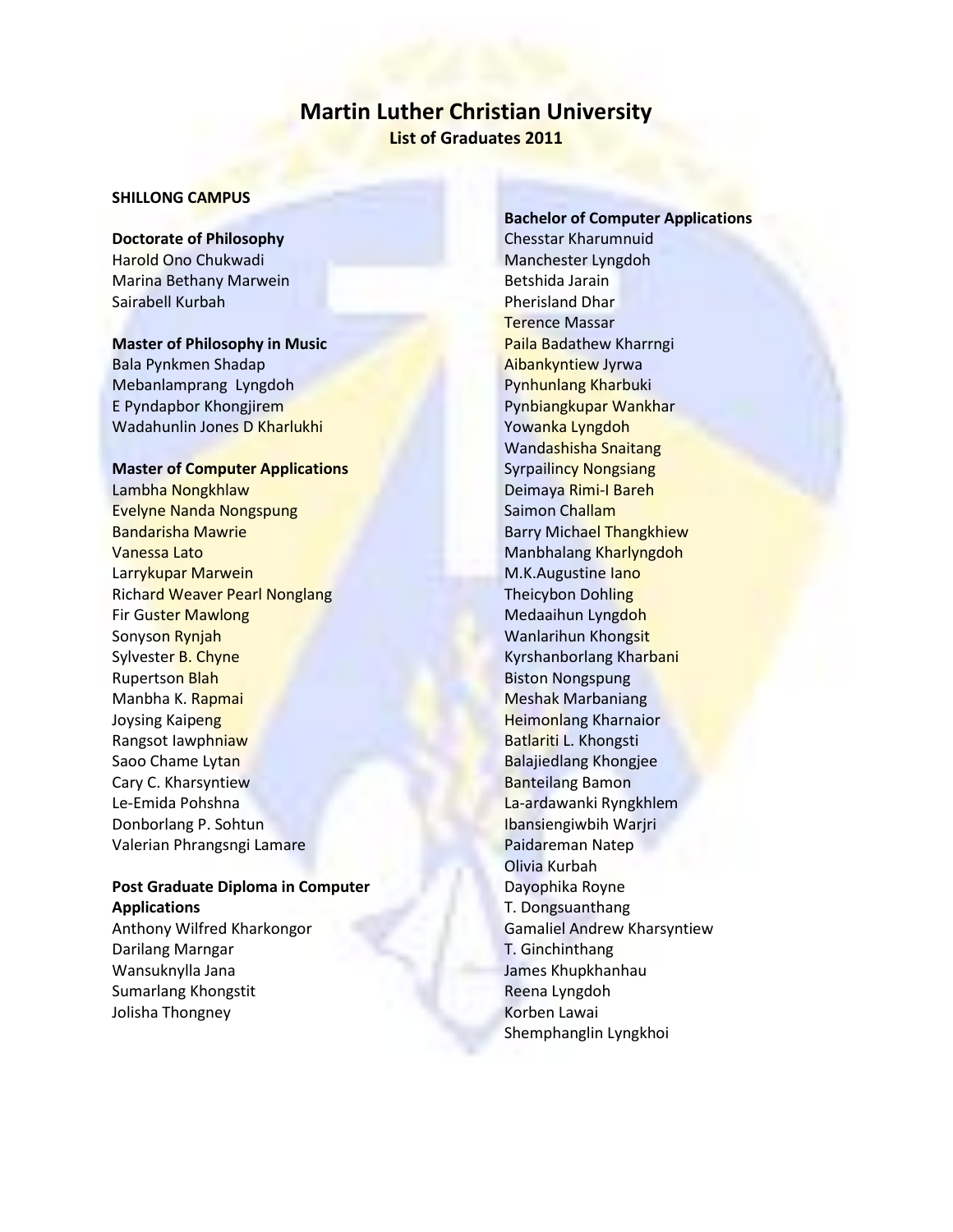# Martin Luther Christian University

## List of Graduates 2011

### SHILLONG CAMPUS

**Doctorate of Philosophy**

Harold Ono Chukwadi
Marina Bethany Marwein
Sairabell Kurbah

**Master of Philosophy in Music**

Bala Pynkmen Shadap
Mebanlamprang Lyngdoh
E Pyndapbor Khongjirem
Wadahunlin Jones D Kharlukhi

**Master of Computer Applications**

Lambha Nongkhlaw
Evelyne Nanda Nongspung
Bandarisha Mawrie
Vanessa Lato
Larrykupar Marwein
Richard Weaver Pearl Nonglang
Fir Guster Mawlong
Sonyson Rynjah
Sylvester B. Chyne
Rupertson Blah
Manbha K. Rapmai
Joysing Kaipeng
Rangsot Iawphniaw
Saoo Chame Lytan
Cary C. Kharsyntiew
Le-Emida Pohshna
Donborlang P. Sohtun
Valerian Phrangsngi Lamare

**Post Graduate Diploma in Computer Applications**

Anthony Wilfred Kharkongor
Darilang Marngar
Wansuknylla Jana
Sumarlang Khongstit
Jolisha Thongney

**Bachelor of Computer Applications**

Chesstar Kharumnuid
Manchester Lyngdoh
Betshida Jarain
Pherisland Dhar
Terence Massar
Paila Badathew Kharrngi
Aibankyntiew Jyrwa
Pynhunlang Kharbuki
Pynbiangkupar Wankhar
Yowanka Lyngdoh
Wandashisha Snaitang
Syrpailincy Nongsiang
Deimaya Rimi-I Bareh
Saimon Challam
Barry Michael Thangkhiew
Manbhalang Kharlyngdoh
M.K.Augustine Iano
Theicybon Dohling
Medaaihun Lyngdoh
Wanlarihun Khongsit
Kyrshanborlang Kharbani
Biston Nongspung
Meshak Marbaniang
Heimonlang Kharnaior
Batlariti L. Khongsti
Balajiedlang Khongjee
Banteilang Bamon
La-ardawanki Ryngkhlem
Ibansiengiwbih Warjri
Paidareman Natep
Olivia Kurbah
Dayophika Royne
T. Dongsuanthang
Gamaliel Andrew Kharsyntiew
T. Ginchinthang
James Khupkhanhau
Reena Lyngdoh
Korben Lawai
Shemphanglin Lyngkhoi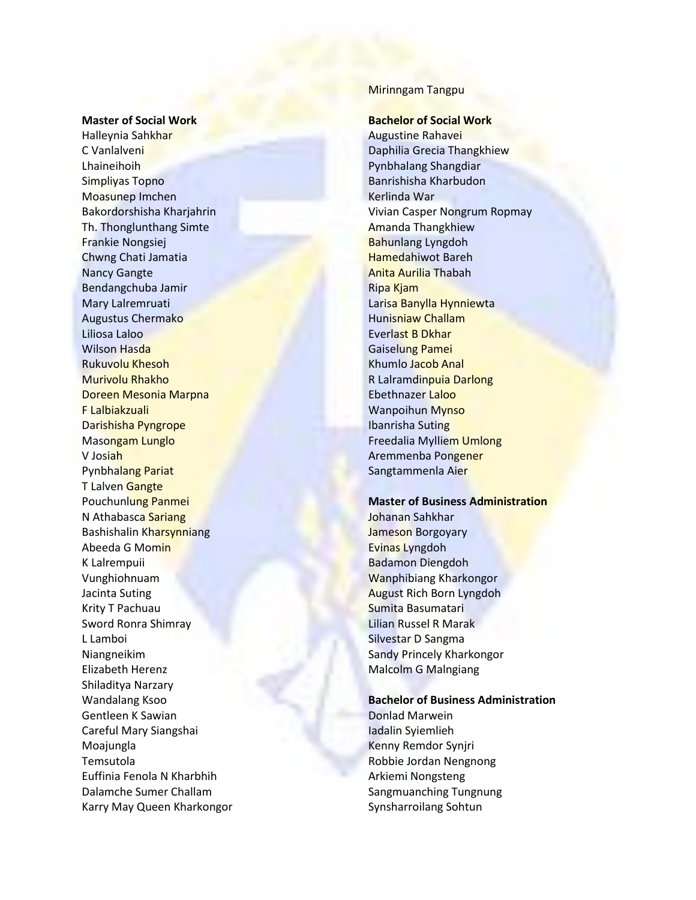Mirinngam Tangpu

**Master of Social Work**

Halleynia Sahkhar
C Vanlalveni
Lhaineihoih
Simpliyas Topno
Moasunep Imchen
Bakordorshisha Kharjahrin
Th. Thonglunthang Simte
Frankie Nongsiej
Chwng Chati Jamatia
Nancy Gangte
Bendangchuba Jamir
Mary Lalremruati
Augustus Chermako
Liliosa Laloo
Wilson Hasda
Rukuvolu Khesoh
Murivolu Rhakho
Doreen Mesonia Marpna
F Lalbiakzuali
Darishisha Pyngrope
Masongam Lunglo
V Josiah
Pynbhalang Pariat
T Lalven Gangte
Pouchunlung Panmei
N Athabasca Sariang
Bashishalin Kharsynniang
Abeeda G Momin
K Lalrempuii
Vunghiohnuam
Jacinta Suting
Krity T Pachuau
Sword Ronra Shimray
L Lamboi
Niangneikim
Elizabeth Herenz
Shiladitya Narzary
Wandalang Ksoo
Gentleen K Sawian
Careful Mary Siangshai
Moajungla
Temsutola
Euffinia Fenola N Kharbhih
Dalamche Sumer Challam
Karry May Queen Kharkongor

**Bachelor of Social Work**

Augustine Rahavei
Daphilia Grecia Thangkhiew
Pynbhalang Shangdiar
Banrishisha Kharbudon
Kerlinda War
Vivian Casper Nongrum Ropmay
Amanda Thangkhiew
Bahunlang Lyngdoh
Hamedahiwot Bareh
Anita Aurilia Thabah
Ripa Kjam
Larisa Banylla Hynniewta
Hunisniaw Challam
Everlast B Dkhar
Gaiselung Pamei
Khumlo Jacob Anal
R Lalramdinpuia Darlong
Ebethnazer Laloo
Wanpoihun Mynso
Ibanrisha Suting
Freedalia Mylliem Umlong
Aremmenba Pongener
Sangtammenla Aier

**Master of Business Administration**

Johanan Sahkhar
Jameson Borgoyary
Evinas Lyngdoh
Badamon Diengdoh
Wanphibiang Kharkongor
August Rich Born Lyngdoh
Sumita Basumatari
Lilian Russel R Marak
Silvestar D Sangma
Sandy Princely Kharkongor
Malcolm G Malngiang

**Bachelor of Business Administration**

Donlad Marwein
Iadalin Syiemlieh
Kenny Remdor Synjri
Robbie Jordan Nengnong
Arkiemi Nongsteng
Sangmuanching Tungnung
Synsharroilang Sohtun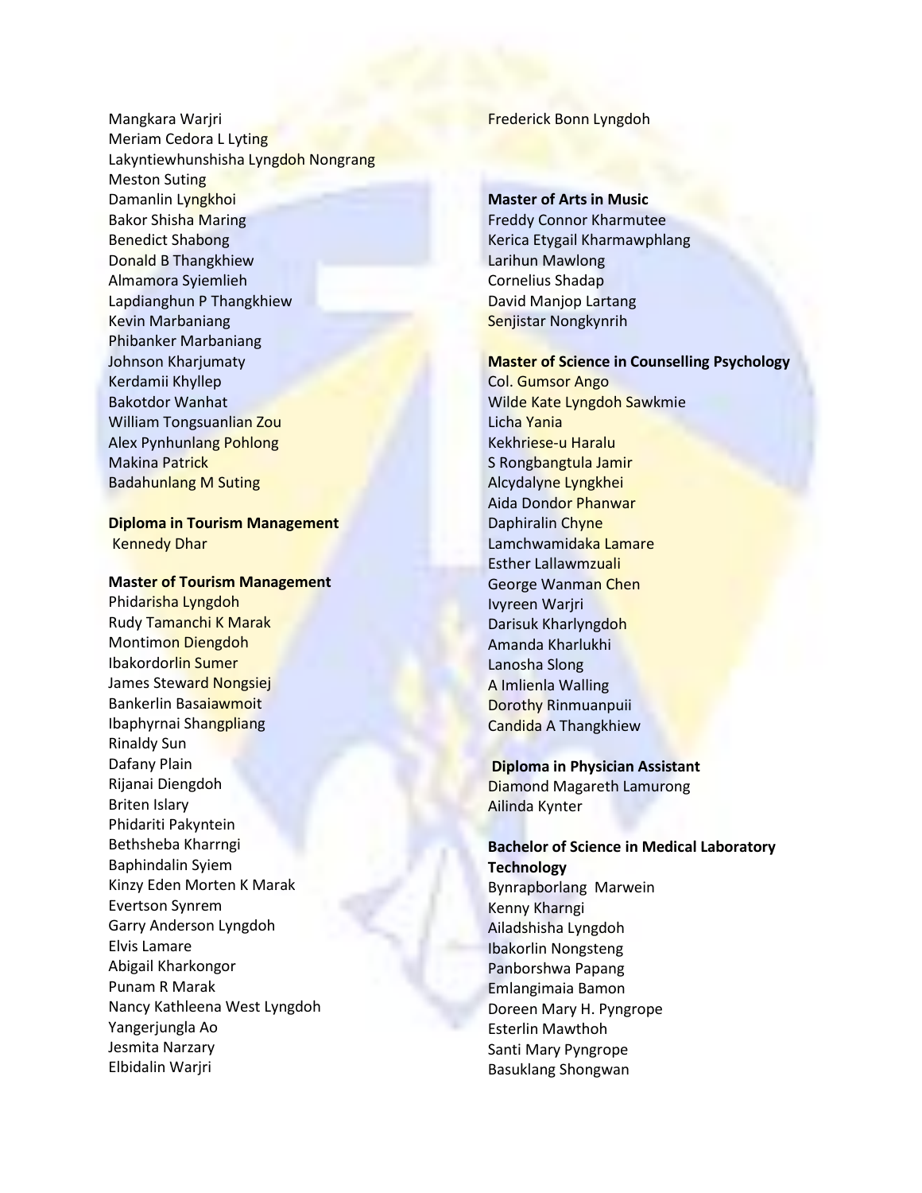Mangkara Warjri
Meriam Cedora L Lyting
Lakyntiewhunshisha Lyngdoh Nongrang
Meston Suting
Damanlin Lyngkhoi
Bakor Shisha Maring
Benedict Shabong
Donald B Thangkhiew
Almamora Syiemlieh
Lapdianghun P Thangkhiew
Kevin Marbaniang
Phibanker Marbaniang
Johnson Kharjumaty
Kerdamii Khyllep
Bakotdor Wanhat
William Tongsuanlian Zou
Alex Pynhunlang Pohlong
Makina Patrick
Badahunlang M Suting

**Diploma in Tourism Management**

Kennedy Dhar

**Master of Tourism Management**

Phidarisha Lyngdoh
Rudy Tamanchi K Marak
Montimon Diengdoh
Ibakordorlin Sumer
James Steward Nongsiej
Bankerlin Basaiawmoit
Ibaphyrnai Shangpliang
Rinaldy Sun
Dafany Plain
Rijanai Diengdoh
Briten Islary
Phidariti Pakyntein
Bethsheba Kharrngi
Baphindalin Syiem
Kinzy Eden Morten K Marak
Evertson Synrem
Garry Anderson Lyngdoh
Elvis Lamare
Abigail Kharkongor
Punam R Marak
Nancy Kathleena West Lyngdoh
Yangerjungla Ao
Jesmita Narzary
Elbidalin Warjri
Frederick Bonn Lyngdoh

**Master of Arts in Music**

Freddy Connor Kharmutee
Kerica Etygail Kharmawphlang
Larihun Mawlong
Cornelius Shadap
David Manjop Lartang
Senjistar Nongkynrih

**Master of Science in Counselling Psychology**

Col. Gumsor Ango
Wilde Kate Lyngdoh Sawkmie
Licha Yania
Kekhriese-u Haralu
S Rongbangtula Jamir
Alcydalyne Lyngkhei
Aida Dondor Phanwar
Daphiralin Chyne
Lamchwamidaka Lamare
Esther Lallawmzuali
George Wanman Chen
Ivyreen Warjri
Darisuk Kharlyngdoh
Amanda Kharlukhi
Lanosha Slong
A Imlienla Walling
Dorothy Rinmuanpuii
Candida A Thangkhiew

**Diploma in Physician Assistant**

Diamond Magareth Lamurong
Ailinda Kynter

**Bachelor of Science in Medical Laboratory Technology**

Bynrapborlang Marwein
Kenny Kharngi
Ailadshisha Lyngdoh
Ibakorlin Nongsteng
Panborshwa Papang
Emlangimaia Bamon
Doreen Mary H. Pyngrope
Esterlin Mawthoh
Santi Mary Pyngrope
Basuklang Shongwan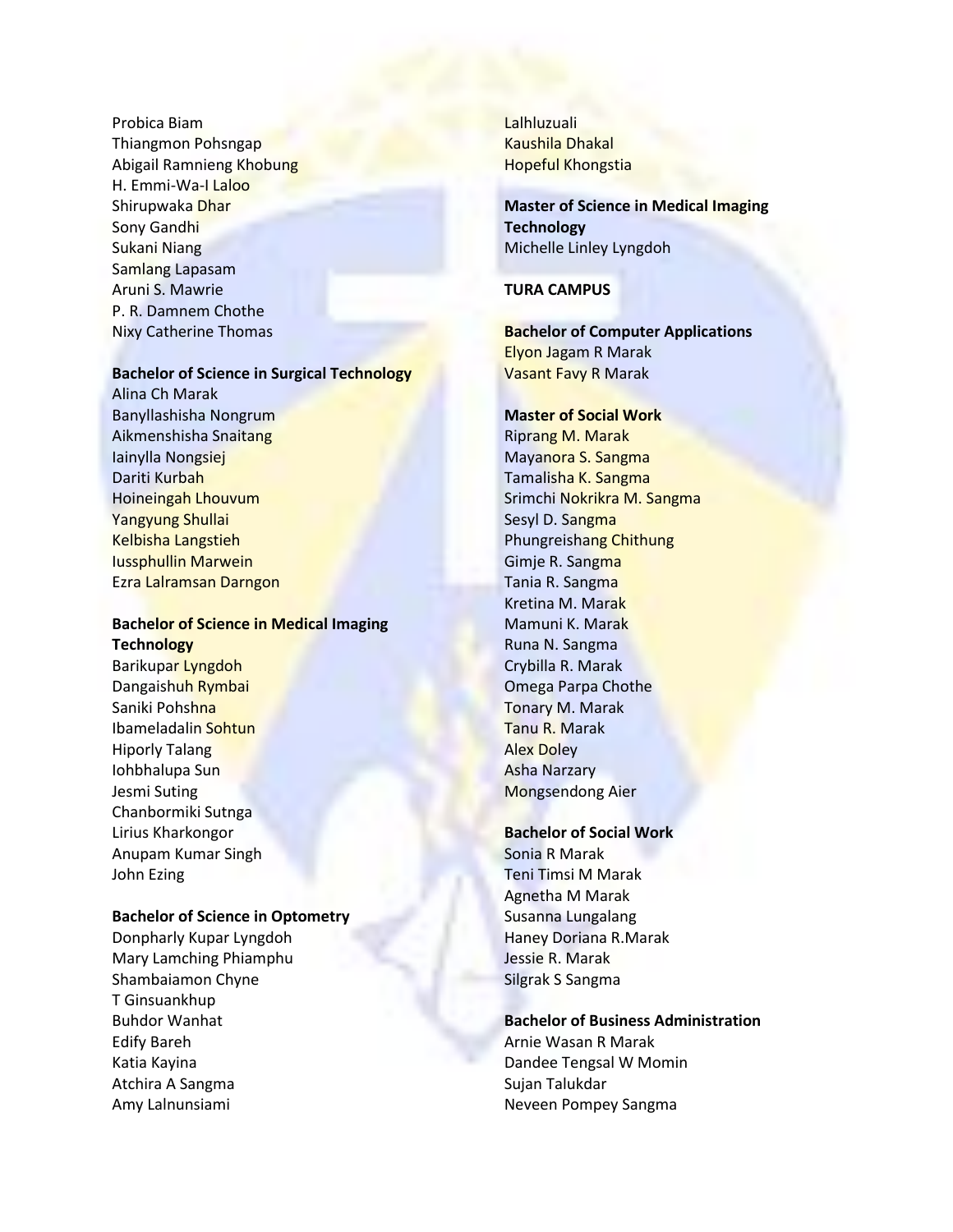Probica Biam
Thiangmon Pohsngap
Abigail Ramnieng Khobung
H. Emmi-Wa-I Laloo
Shirupwaka Dhar
Sony Gandhi
Sukani Niang
Samlang Lapasam
Aruni S. Mawrie
P. R. Damnem Chothe
Nixy Catherine Thomas

**Bachelor of Science in Surgical Technology**
Alina Ch Marak
Banyllashisha Nongrum
Aikmenshisha Snaitang
Iainylla Nongsiej
Dariti Kurbah
Hoineingah Lhouvum
Yangyung Shullai
Kelbisha Langstieh
Iussphullin Marwein
Ezra Lalramsan Darngon

**Bachelor of Science in Medical Imaging Technology**
Barikupar Lyngdoh
Dangaishuh Rymbai
Saniki Pohshna
Ibameladalin Sohtun
Hiporly Talang
Iohbhalupa Sun
Jesmi Suting
Chanbormiki Sutnga
Lirius Kharkongor
Anupam Kumar Singh
John Ezing

**Bachelor of Science in Optometry**
Donpharly Kupar Lyngdoh
Mary Lamching Phiamphu
Shambaiamon Chyne
T Ginsuankhup
Buhdor Wanhat
Edify Bareh
Katia Kayina
Atchira A Sangma
Amy Lalnunsiami
Lalhluzuali
Kaushila Dhakal
Hopeful Khongstia

**Master of Science in Medical Imaging Technology**
Michelle Linley Lyngdoh

**TURA CAMPUS**

**Bachelor of Computer Applications**
Elyon Jagam R Marak
Vasant Favy R Marak

**Master of Social Work**
Riprang M. Marak
Mayanora S. Sangma
Tamalisha K. Sangma
Srimchi Nokrikra M. Sangma
Sesyl D. Sangma
Phungreishang Chithung
Gimje R. Sangma
Tania R. Sangma
Kretina M. Marak
Mamuni K. Marak
Runa N. Sangma
Crybilla R. Marak
Omega Parpa Chothe
Tonary M. Marak
Tanu R. Marak
Alex Doley
Asha Narzary
Mongsendong Aier

**Bachelor of Social Work**
Sonia R Marak
Teni Timsi M Marak
Agnetha M Marak
Susanna Lungalang
Haney Doriana R.Marak
Jessie R. Marak
Silgrak S Sangma

**Bachelor of Business Administration**
Arnie Wasan R Marak
Dandee Tengsal W Momin
Sujan Talukdar
Neveen Pompey Sangma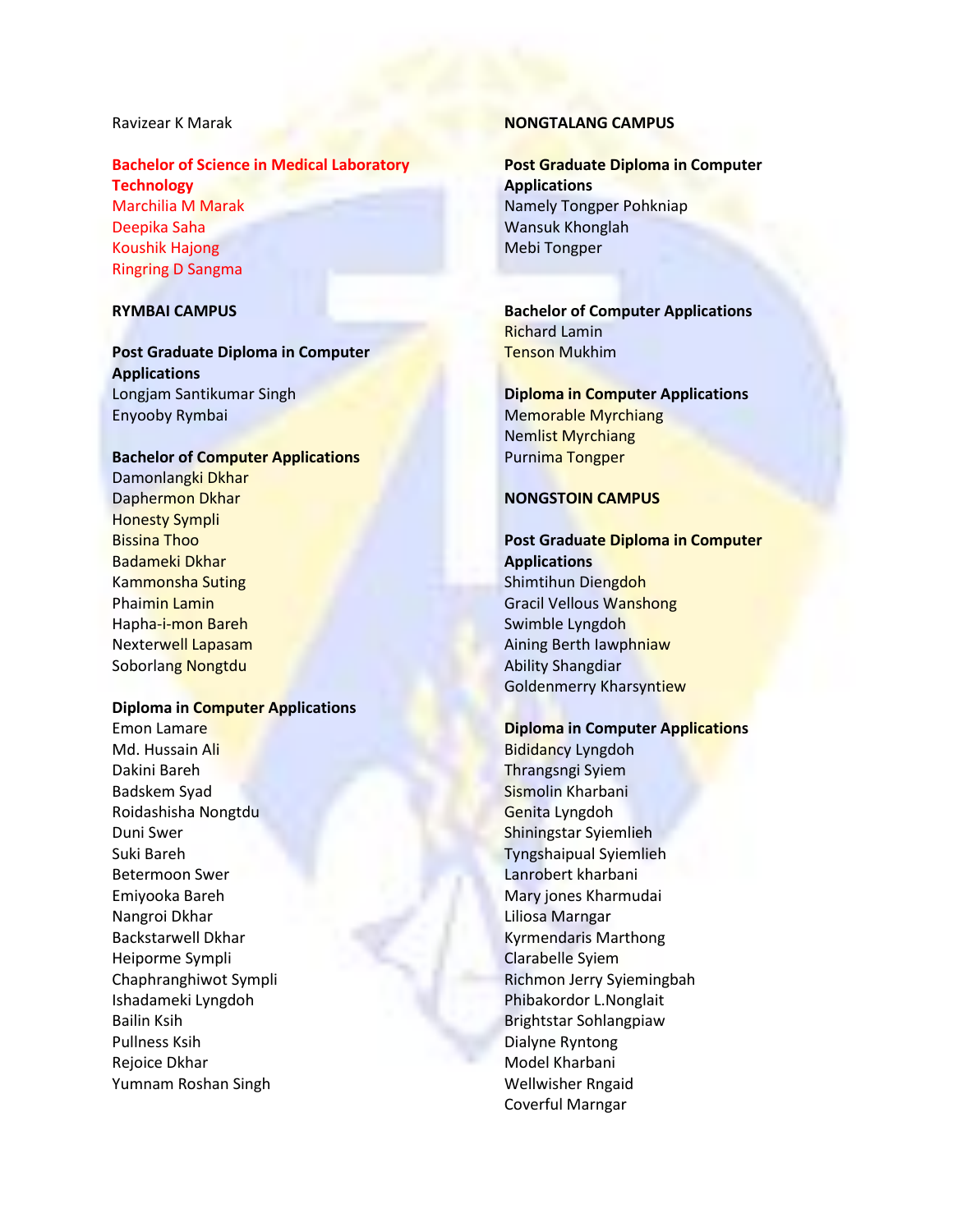Ravizear K Marak

**Bachelor of Science in Medical Laboratory Technology**

Marchilia M Marak
Deepika Saha
Koushik Hajong
Ringring D Sangma

## RYMBAI CAMPUS

**Post Graduate Diploma in Computer Applications**

Longjam Santikumar Singh
Enyooby Rymbai

**Bachelor of Computer Applications**

Damonlangki Dkhar
Daphermon Dkhar
Honesty Sympli
Bissina Thoo
Badameki Dkhar
Kammonsha Suting
Phaimin Lamin
Hapha-i-mon Bareh
Nexterwell Lapasam
Soborlang Nongtdu

**Diploma in Computer Applications**

Emon Lamare
Md. Hussain Ali
Dakini Bareh
Badskem Syad
Roidashisha Nongtdu
Duni Swer
Suki Bareh
Betermoon Swer
Emiyooka Bareh
Nangroi Dkhar
Backstarwell Dkhar
Heiporme Sympli
Chaphranghiwot Sympli
Ishadameki Lyngdoh
Bailin Ksih
Pullness Ksih
Rejoice Dkhar
Yumnam Roshan Singh

## NONGTALANG CAMPUS

**Post Graduate Diploma in Computer Applications**

Namely Tongper Pohkniap
Wansuk Khonglah
Mebi Tongper

**Bachelor of Computer Applications**

Richard Lamin
Tenson Mukhim

**Diploma in Computer Applications**

Memorable Myrchiang
Nemlist Myrchiang
Purnima Tongper

## NONGSTOIN CAMPUS

**Post Graduate Diploma in Computer Applications**

Shimtihun Diengdoh
Gracil Vellous Wanshong
Swimble Lyngdoh
Aining Berth Iawphniaw
Ability Shangdiar
Goldenmerry Kharsyntiew

**Diploma in Computer Applications**

BidNidancy Lyngdoh
Thrangsngi Syiem
Sismolin Kharbani
Genita Lyngdoh
Shiningstar Syiemlieh
Tyngshaipual Syiemlieh
Lanrobert kharbani
Mary jones Kharmudai
Liliosa Marngar
Kyrmendaris Marthong
Clarabelle Syiem
Richmon Jerry Syiemingbah
Phibakordor L.Nonglait
Brightstar Sohlangpiaw
Dialyne Ryntong
Model Kharbani
Wellwisher Rngaid
Coverful Marngar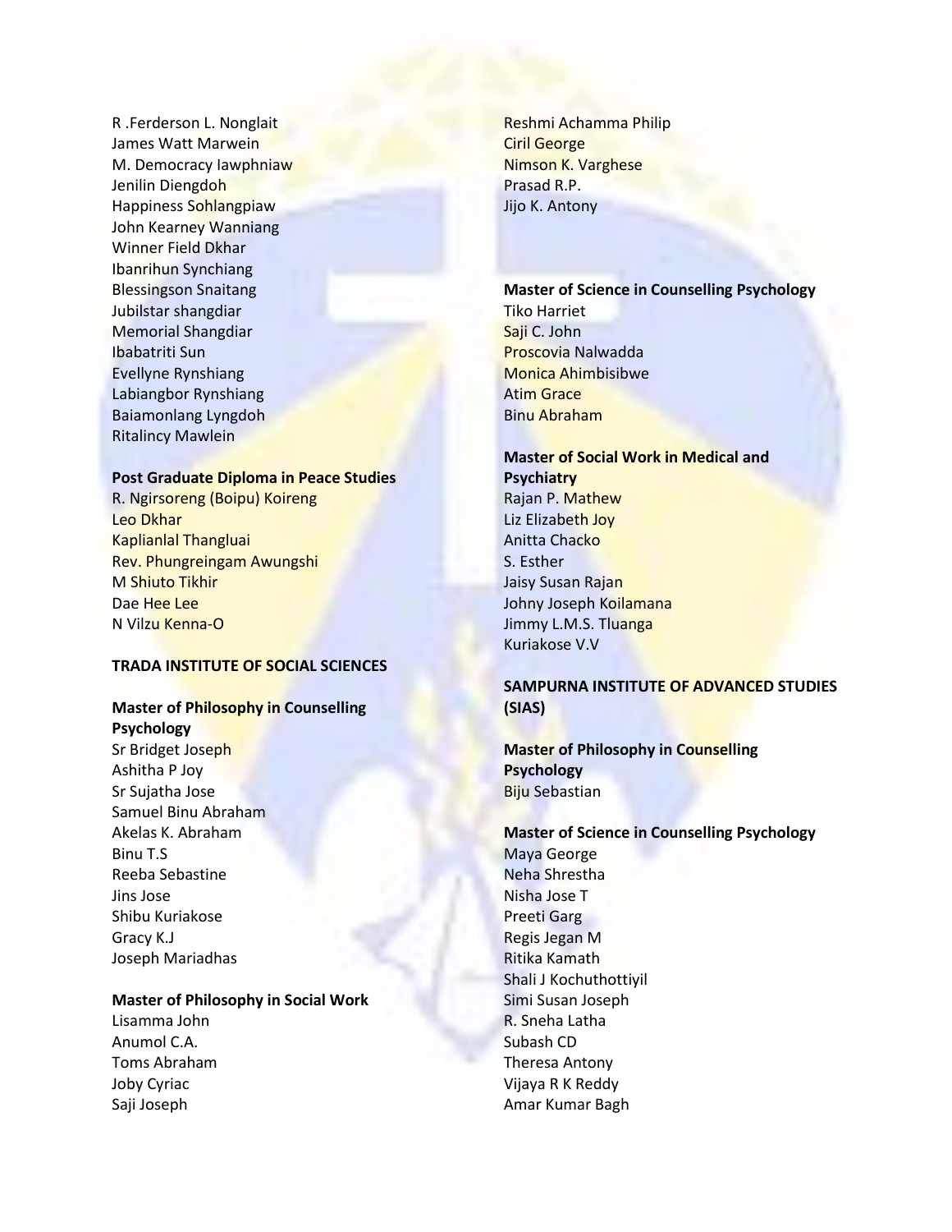R .Ferderson L. Nonglait
James Watt Marwein
M. Democracy Iawphniaw
Jenilin Diengdoh
Happiness Sohlangpiaw
John Kearney Wanniang
Winner Field Dkhar
Ibanrihun Synchiang
Blessingson Snaitang
Jubilstar shangdiar
Memorial Shangdiar
Ibabatriti Sun
Evellyne Rynshiang
Labiangbor Rynshiang
Baiamonlang Lyngdoh
Ritalincy Mawlein

**Post Graduate Diploma in Peace Studies**

R. Ngirsoreng (Boipu) Koireng
Leo Dkhar
Kaplianlal Thangluai
Rev. Phungreingam Awungshi
M Shiuto Tikhir
Dae Hee Lee
N Vilzu Kenna-O

**TRADA INSTITUTE OF SOCIAL SCIENCES**

**Master of Philosophy in Counselling Psychology**

Sr Bridget Joseph
Ashitha P Joy
Sr Sujatha Jose
Samuel Binu Abraham
Akelas K. Abraham
Binu T.S
Reeba Sebastine
Jins Jose
Shibu Kuriakose
Gracy K.J
Joseph Mariadhas

**Master of Philosophy in Social Work**

Lisamma John
Anumol C.A.
Toms Abraham
Joby Cyriac
Saji Joseph
Reshmi Achamma Philip
Ciril George
Nimson K. Varghese
Prasad R.P.
Jijo K. Antony

**Master of Science in Counselling Psychology**

Tiko Harriet
Saji C. John
Proscovia Nalwadda
Monica Ahimbisibwe
Atim Grace
Binu Abraham

**Master of Social Work in Medical and Psychiatry**

Rajan P. Mathew
Liz Elizabeth Joy
Anitta Chacko
S. Esther
Jaisy Susan Rajan
Johny Joseph Koilamana
Jimmy L.M.S. Tluanga
Kuriakose V.V

**SAMPURNA INSTITUTE OF ADVANCED STUDIES (SIAS)**

**Master of Philosophy in Counselling Psychology**

Biju Sebastian

**Master of Science in Counselling Psychology**

Maya George
Neha Shrestha
Nisha Jose T
Preeti Garg
Regis Jegan M
Ritika Kamath
Shali J Kochuthottiyil
Simi Susan Joseph
R. Sneha Latha
Subash CD
Theresa Antony
Vijaya R K Reddy
Amar Kumar Bagh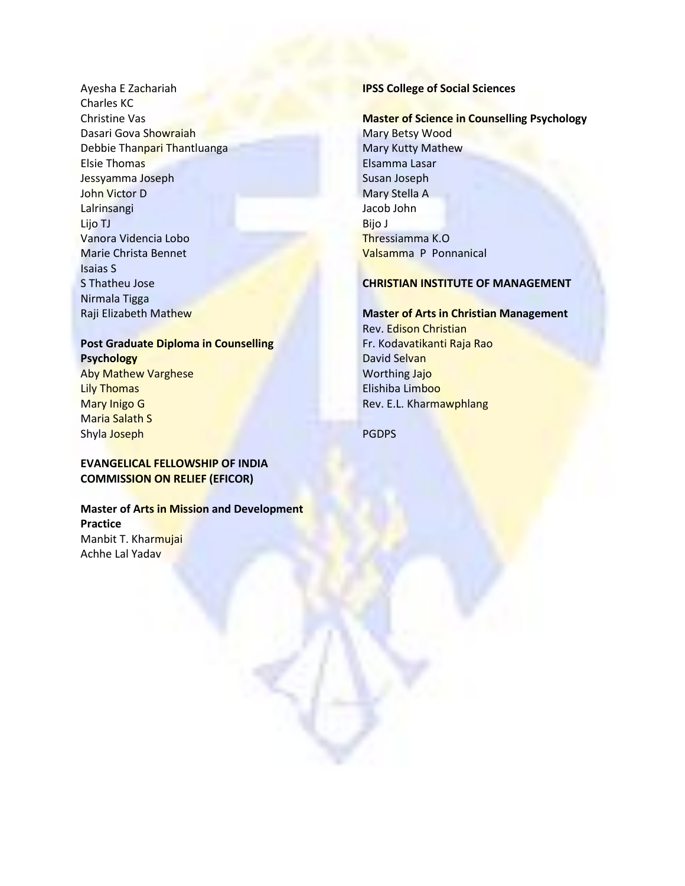Ayesha E Zachariah
Charles KC
Christine Vas
Dasari Gova Showraiah
Debbie Thanpari Thantluanga
Elsie Thomas
Jessyamma Joseph
John Victor D
Lalrinsangi
Lijo TJ
Vanora Videncia Lobo
Marie Christa Bennet
Isaias S
S Thatheu Jose
Nirmala Tigga
Raji Elizabeth Mathew

**Post Graduate Diploma in Counselling Psychology**

Aby Mathew Varghese
Lily Thomas
Mary Inigo G
Maria Salath S
Shyla Joseph

**EVANGELICAL FELLOWSHIP OF INDIA COMMISSION ON RELIEF (EFICOR)**

**Master of Arts in Mission and Development Practice**

Manbit T. Kharmujai
Achhe Lal Yadav

**IPSS College of Social Sciences**

**Master of Science in Counselling Psychology**

Mary Betsy Wood
Mary Kutty Mathew
Elsamma Lasar
Susan Joseph
Mary Stella A
Jacob John
Bijo J
Thressiamma K.O
Valsamma P Ponnanical

**CHRISTIAN INSTITUTE OF MANAGEMENT**

**Master of Arts in Christian Management**

Rev. Edison Christian
Fr. Kodavatikanti Raja Rao
David Selvan
Worthing Jajo
Elishiba Limboo
Rev. E.L. Kharmawphlang

PGDPS